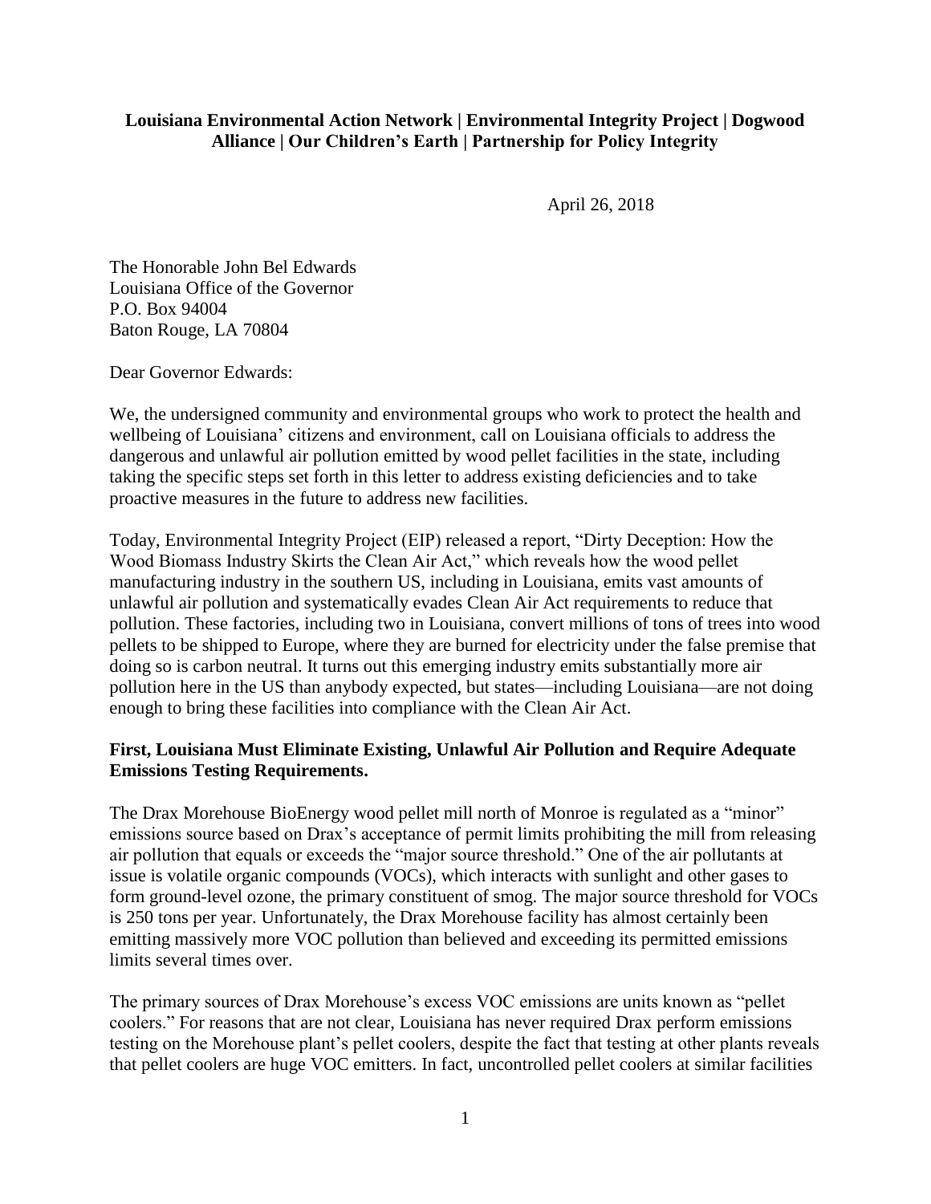**Louisiana Environmental Action Network | Environmental Integrity Project | Dogwood Alliance | Our Children's Earth | Partnership for Policy Integrity**

April 26, 2018

The Honorable John Bel Edwards
Louisiana Office of the Governor
P.O. Box 94004
Baton Rouge, LA 70804

Dear Governor Edwards:

We, the undersigned community and environmental groups who work to protect the health and wellbeing of Louisiana' citizens and environment, call on Louisiana officials to address the dangerous and unlawful air pollution emitted by wood pellet facilities in the state, including taking the specific steps set forth in this letter to address existing deficiencies and to take proactive measures in the future to address new facilities.

Today, Environmental Integrity Project (EIP) released a report, "Dirty Deception: How the Wood Biomass Industry Skirts the Clean Air Act," which reveals how the wood pellet manufacturing industry in the southern US, including in Louisiana, emits vast amounts of unlawful air pollution and systematically evades Clean Air Act requirements to reduce that pollution. These factories, including two in Louisiana, convert millions of tons of trees into wood pellets to be shipped to Europe, where they are burned for electricity under the false premise that doing so is carbon neutral. It turns out this emerging industry emits substantially more air pollution here in the US than anybody expected, but states—including Louisiana—are not doing enough to bring these facilities into compliance with the Clean Air Act.

**First, Louisiana Must Eliminate Existing, Unlawful Air Pollution and Require Adequate Emissions Testing Requirements.**

The Drax Morehouse BioEnergy wood pellet mill north of Monroe is regulated as a "minor" emissions source based on Drax's acceptance of permit limits prohibiting the mill from releasing air pollution that equals or exceeds the "major source threshold." One of the air pollutants at issue is volatile organic compounds (VOCs), which interacts with sunlight and other gases to form ground-level ozone, the primary constituent of smog. The major source threshold for VOCs is 250 tons per year. Unfortunately, the Drax Morehouse facility has almost certainly been emitting massively more VOC pollution than believed and exceeding its permitted emissions limits several times over.

The primary sources of Drax Morehouse's excess VOC emissions are units known as "pellet coolers." For reasons that are not clear, Louisiana has never required Drax perform emissions testing on the Morehouse plant's pellet coolers, despite the fact that testing at other plants reveals that pellet coolers are huge VOC emitters. In fact, uncontrolled pellet coolers at similar facilities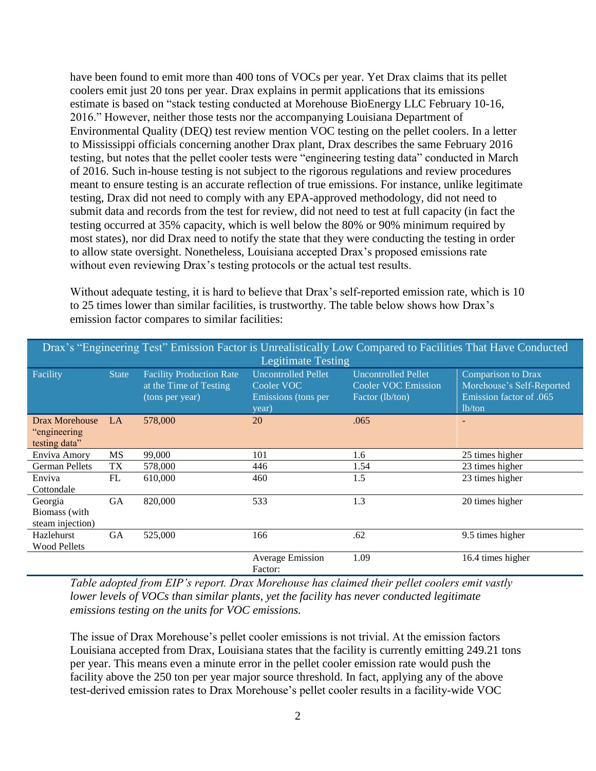have been found to emit more than 400 tons of VOCs per year. Yet Drax claims that its pellet coolers emit just 20 tons per year. Drax explains in permit applications that its emissions estimate is based on "stack testing conducted at Morehouse BioEnergy LLC February 10-16, 2016." However, neither those tests nor the accompanying Louisiana Department of Environmental Quality (DEQ) test review mention VOC testing on the pellet coolers. In a letter to Mississippi officials concerning another Drax plant, Drax describes the same February 2016 testing, but notes that the pellet cooler tests were "engineering testing data" conducted in March of 2016. Such in-house testing is not subject to the rigorous regulations and review procedures meant to ensure testing is an accurate reflection of true emissions. For instance, unlike legitimate testing, Drax did not need to comply with any EPA-approved methodology, did not need to submit data and records from the test for review, did not need to test at full capacity (in fact the testing occurred at 35% capacity, which is well below the 80% or 90% minimum required by most states), nor did Drax need to notify the state that they were conducting the testing in order to allow state oversight. Nonetheless, Louisiana accepted Drax's proposed emissions rate without even reviewing Drax's testing protocols or the actual test results.

Without adequate testing, it is hard to believe that Drax's self-reported emission rate, which is 10 to 25 times lower than similar facilities, is trustworthy. The table below shows how Drax's emission factor compares to similar facilities:

| Drax's "Engineering Test" Emission Factor is Unrealistically Low Compared to Facilities That Have Conducted Legitimate Testing | | | | | |
|---|---|---|---|---|---|
| Facility | State | Facility Production Rate at the Time of Testing (tons per year) | Uncontrolled Pellet Cooler VOC Emissions (tons per year) | Uncontrolled Pellet Cooler VOC Emission Factor (lb/ton) | Comparison to Drax Morehouse's Self-Reported Emission factor of .065 lb/ton |
| Drax Morehouse "engineering testing data" | LA | 578,000 | 20 | .065 | - |
| Enviva Amory | MS | 99,000 | 101 | 1.6 | 25 times higher |
| German Pellets | TX | 578,000 | 446 | 1.54 | 23 times higher |
| Enviva Cottondale | FL | 610,000 | 460 | 1.5 | 23 times higher |
| Georgia Biomass (with steam injection) | GA | 820,000 | 533 | 1.3 | 20 times higher |
| Hazlehurst Wood Pellets | GA | 525,000 | 166 | .62 | 9.5 times higher |
| | | | Average Emission Factor: | 1.09 | 16.4 times higher |

*Table adopted from EIP's report. Drax Morehouse has claimed their pellet coolers emit vastly lower levels of VOCs than similar plants, yet the facility has never conducted legitimate emissions testing on the units for VOC emissions.*

The issue of Drax Morehouse's pellet cooler emissions is not trivial. At the emission factors Louisiana accepted from Drax, Louisiana states that the facility is currently emitting 249.21 tons per year. This means even a minute error in the pellet cooler emission rate would push the facility above the 250 ton per year major source threshold. In fact, applying any of the above test-derived emission rates to Drax Morehouse's pellet cooler results in a facility-wide VOC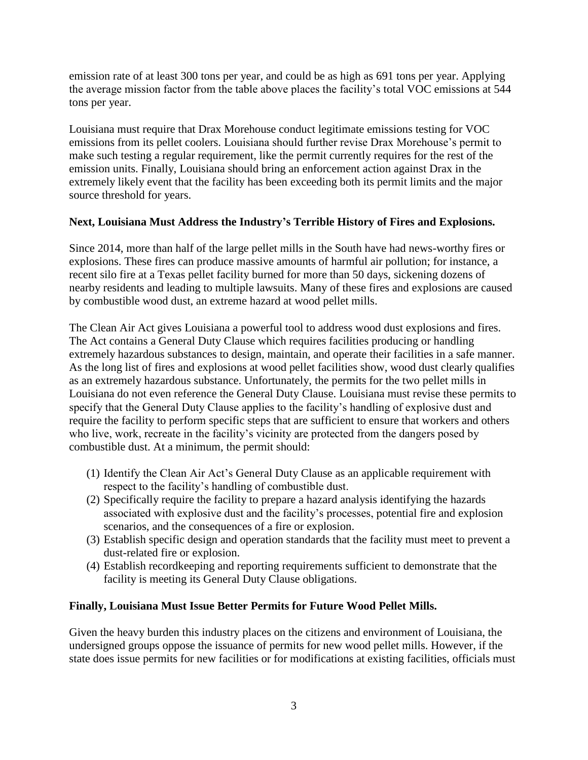emission rate of at least 300 tons per year, and could be as high as 691 tons per year. Applying the average mission factor from the table above places the facility's total VOC emissions at 544 tons per year.

Louisiana must require that Drax Morehouse conduct legitimate emissions testing for VOC emissions from its pellet coolers. Louisiana should further revise Drax Morehouse's permit to make such testing a regular requirement, like the permit currently requires for the rest of the emission units. Finally, Louisiana should bring an enforcement action against Drax in the extremely likely event that the facility has been exceeding both its permit limits and the major source threshold for years.

**Next, Louisiana Must Address the Industry's Terrible History of Fires and Explosions.**

Since 2014, more than half of the large pellet mills in the South have had news-worthy fires or explosions. These fires can produce massive amounts of harmful air pollution; for instance, a recent silo fire at a Texas pellet facility burned for more than 50 days, sickening dozens of nearby residents and leading to multiple lawsuits. Many of these fires and explosions are caused by combustible wood dust, an extreme hazard at wood pellet mills.

The Clean Air Act gives Louisiana a powerful tool to address wood dust explosions and fires. The Act contains a General Duty Clause which requires facilities producing or handling extremely hazardous substances to design, maintain, and operate their facilities in a safe manner. As the long list of fires and explosions at wood pellet facilities show, wood dust clearly qualifies as an extremely hazardous substance. Unfortunately, the permits for the two pellet mills in Louisiana do not even reference the General Duty Clause. Louisiana must revise these permits to specify that the General Duty Clause applies to the facility's handling of explosive dust and require the facility to perform specific steps that are sufficient to ensure that workers and others who live, work, recreate in the facility's vicinity are protected from the dangers posed by combustible dust. At a minimum, the permit should:

(1) Identify the Clean Air Act's General Duty Clause as an applicable requirement with respect to the facility's handling of combustible dust.
(2) Specifically require the facility to prepare a hazard analysis identifying the hazards associated with explosive dust and the facility's processes, potential fire and explosion scenarios, and the consequences of a fire or explosion.
(3) Establish specific design and operation standards that the facility must meet to prevent a dust-related fire or explosion.
(4) Establish recordkeeping and reporting requirements sufficient to demonstrate that the facility is meeting its General Duty Clause obligations.

**Finally, Louisiana Must Issue Better Permits for Future Wood Pellet Mills.**

Given the heavy burden this industry places on the citizens and environment of Louisiana, the undersigned groups oppose the issuance of permits for new wood pellet mills. However, if the state does issue permits for new facilities or for modifications at existing facilities, officials must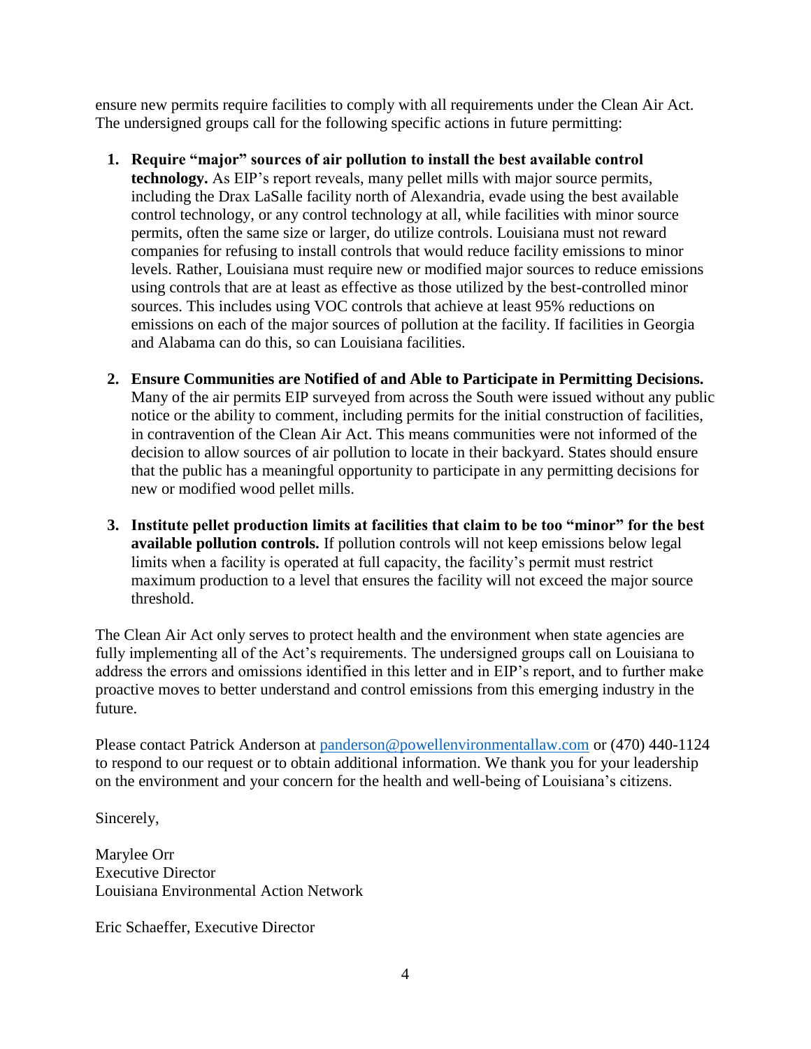ensure new permits require facilities to comply with all requirements under the Clean Air Act. The undersigned groups call for the following specific actions in future permitting:

1. **Require "major" sources of air pollution to install the best available control technology.** As EIP's report reveals, many pellet mills with major source permits, including the Drax LaSalle facility north of Alexandria, evade using the best available control technology, or any control technology at all, while facilities with minor source permits, often the same size or larger, do utilize controls. Louisiana must not reward companies for refusing to install controls that would reduce facility emissions to minor levels. Rather, Louisiana must require new or modified major sources to reduce emissions using controls that are at least as effective as those utilized by the best-controlled minor sources. This includes using VOC controls that achieve at least 95% reductions on emissions on each of the major sources of pollution at the facility. If facilities in Georgia and Alabama can do this, so can Louisiana facilities.

2. **Ensure Communities are Notified of and Able to Participate in Permitting Decisions.** Many of the air permits EIP surveyed from across the South were issued without any public notice or the ability to comment, including permits for the initial construction of facilities, in contravention of the Clean Air Act. This means communities were not informed of the decision to allow sources of air pollution to locate in their backyard. States should ensure that the public has a meaningful opportunity to participate in any permitting decisions for new or modified wood pellet mills.

3. **Institute pellet production limits at facilities that claim to be too "minor" for the best available pollution controls.** If pollution controls will not keep emissions below legal limits when a facility is operated at full capacity, the facility's permit must restrict maximum production to a level that ensures the facility will not exceed the major source threshold.

The Clean Air Act only serves to protect health and the environment when state agencies are fully implementing all of the Act's requirements. The undersigned groups call on Louisiana to address the errors and omissions identified in this letter and in EIP's report, and to further make proactive moves to better understand and control emissions from this emerging industry in the future.

Please contact Patrick Anderson at [panderson@powellenvironmentallaw.com](mailto:panderson@powellenvironmentallaw.com) or (470) 440-1124 to respond to our request or to obtain additional information. We thank you for your leadership on the environment and your concern for the health and well-being of Louisiana's citizens.

Sincerely,

Marylee Orr
Executive Director
Louisiana Environmental Action Network

Eric Schaeffer, Executive Director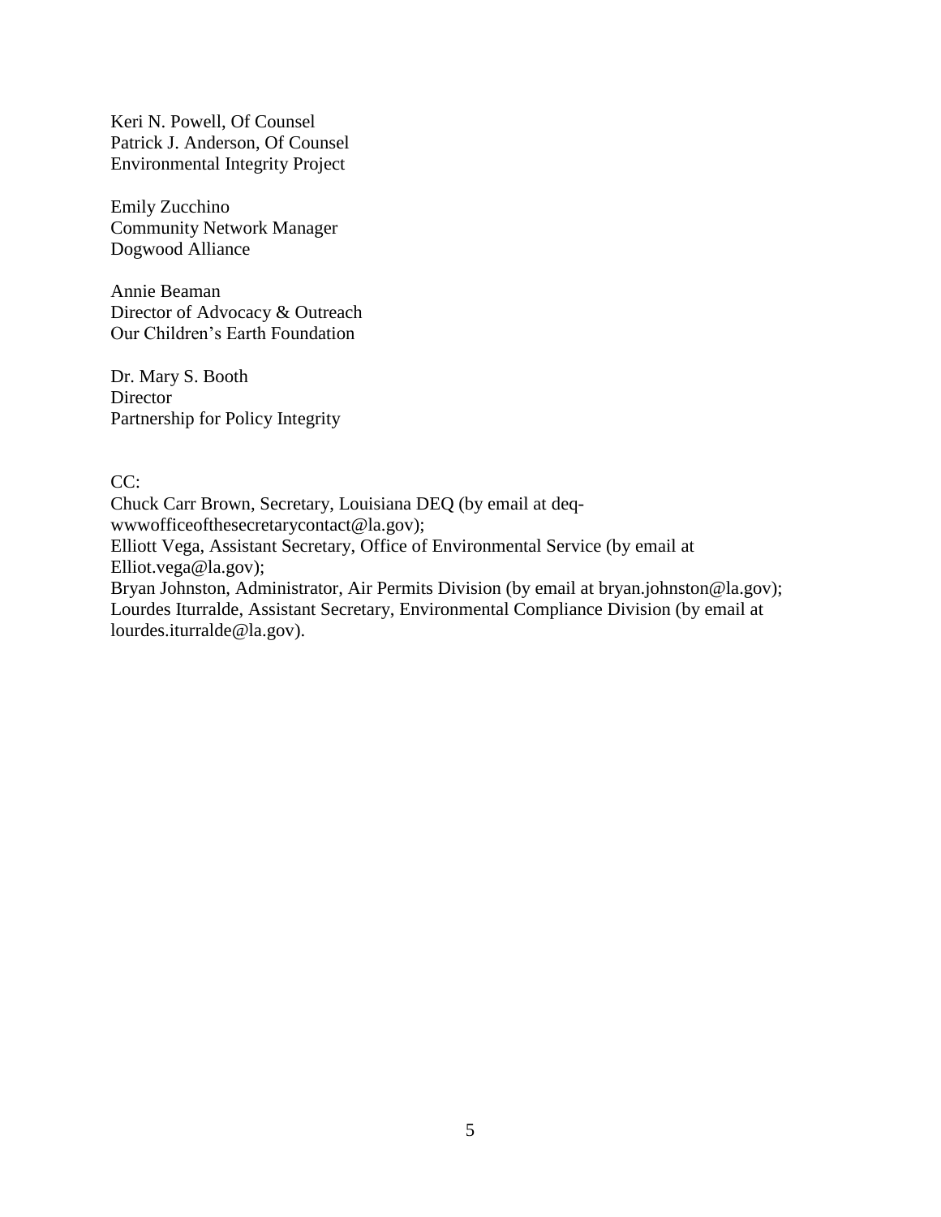Keri N. Powell, Of Counsel
Patrick J. Anderson, Of Counsel
Environmental Integrity Project

Emily Zucchino
Community Network Manager
Dogwood Alliance

Annie Beaman
Director of Advocacy & Outreach
Our Children's Earth Foundation

Dr. Mary S. Booth
Director
Partnership for Policy Integrity

CC:
Chuck Carr Brown, Secretary, Louisiana DEQ (by email at deq-wwwofficeofthesecretarycontact@la.gov);
Elliott Vega, Assistant Secretary, Office of Environmental Service (by email at Elliot.vega@la.gov);
Bryan Johnston, Administrator, Air Permits Division (by email at bryan.johnston@la.gov);
Lourdes Iturralde, Assistant Secretary, Environmental Compliance Division (by email at lourdes.iturralde@la.gov).